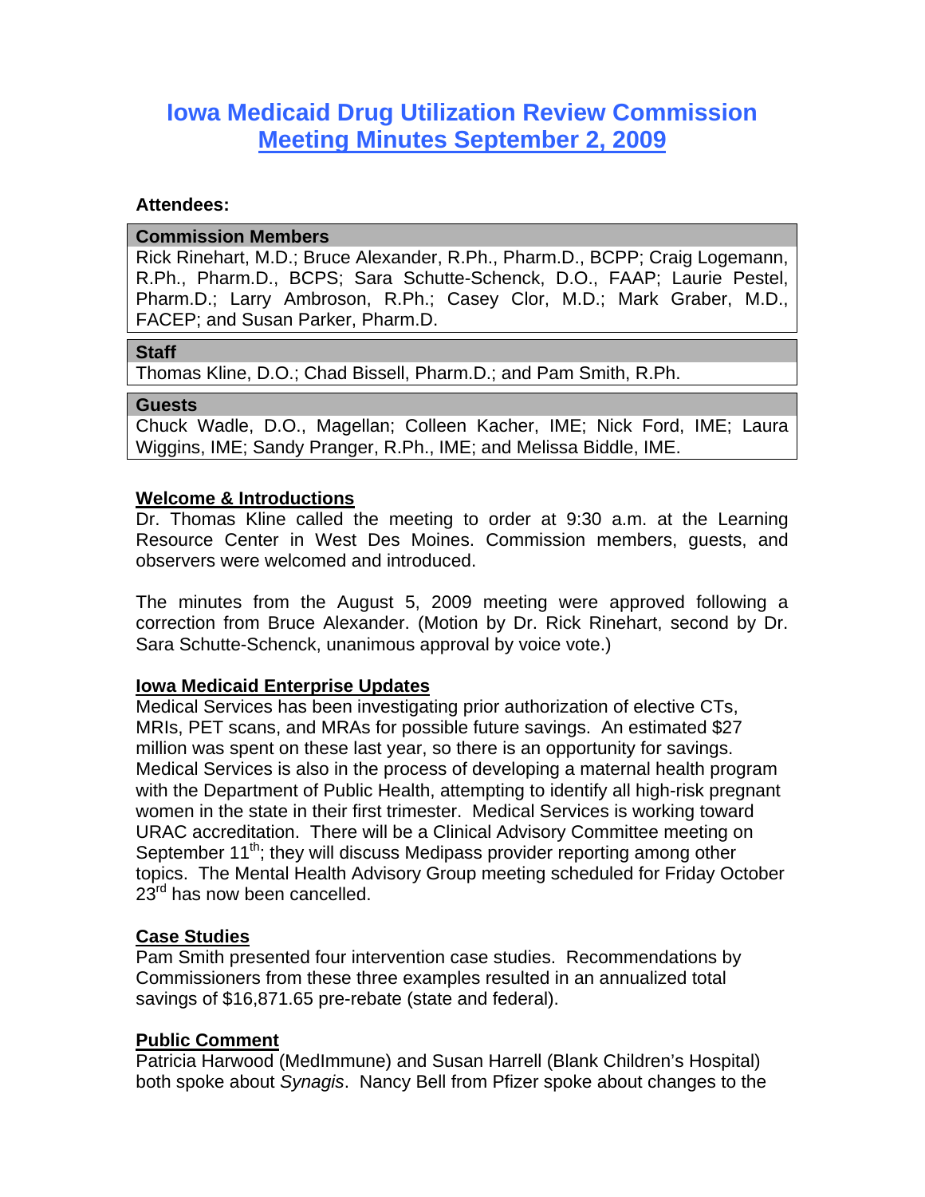# Iowa Medicaid Drug Utilization Review Commission Meeting Minutes September 2, 2009

**Attendees:**

| Commission Members |
| --- |
| Rick Rinehart, M.D.; Bruce Alexander, R.Ph., Pharm.D., BCPP; Craig Logemann, R.Ph., Pharm.D., BCPS; Sara Schutte-Schenck, D.O., FAAP; Laurie Pestel, Pharm.D.; Larry Ambroson, R.Ph.; Casey Clor, M.D.; Mark Graber, M.D., FACEP; and Susan Parker, Pharm.D. |

| Staff |
| --- |
| Thomas Kline, D.O.; Chad Bissell, Pharm.D.; and Pam Smith, R.Ph. |

| Guests |
| --- |
| Chuck Wadle, D.O., Magellan; Colleen Kacher, IME; Nick Ford, IME; Laura Wiggins, IME; Sandy Pranger, R.Ph., IME; and Melissa Biddle, IME. |

## Welcome & Introductions

Dr. Thomas Kline called the meeting to order at 9:30 a.m. at the Learning Resource Center in West Des Moines. Commission members, guests, and observers were welcomed and introduced.

The minutes from the August 5, 2009 meeting were approved following a correction from Bruce Alexander. (Motion by Dr. Rick Rinehart, second by Dr. Sara Schutte-Schenck, unanimous approval by voice vote.)

## Iowa Medicaid Enterprise Updates

Medical Services has been investigating prior authorization of elective CTs, MRIs, PET scans, and MRAs for possible future savings. An estimated $27 million was spent on these last year, so there is an opportunity for savings. Medical Services is also in the process of developing a maternal health program with the Department of Public Health, attempting to identify all high-risk pregnant women in the state in their first trimester. Medical Services is working toward URAC accreditation. There will be a Clinical Advisory Committee meeting on September 11th; they will discuss Medipass provider reporting among other topics. The Mental Health Advisory Group meeting scheduled for Friday October 23rd has now been cancelled.

## Case Studies

Pam Smith presented four intervention case studies. Recommendations by Commissioners from these three examples resulted in an annualized total savings of $16,871.65 pre-rebate (state and federal).

## Public Comment

Patricia Harwood (MedImmune) and Susan Harrell (Blank Children's Hospital) both spoke about *Synagis*. Nancy Bell from Pfizer spoke about changes to the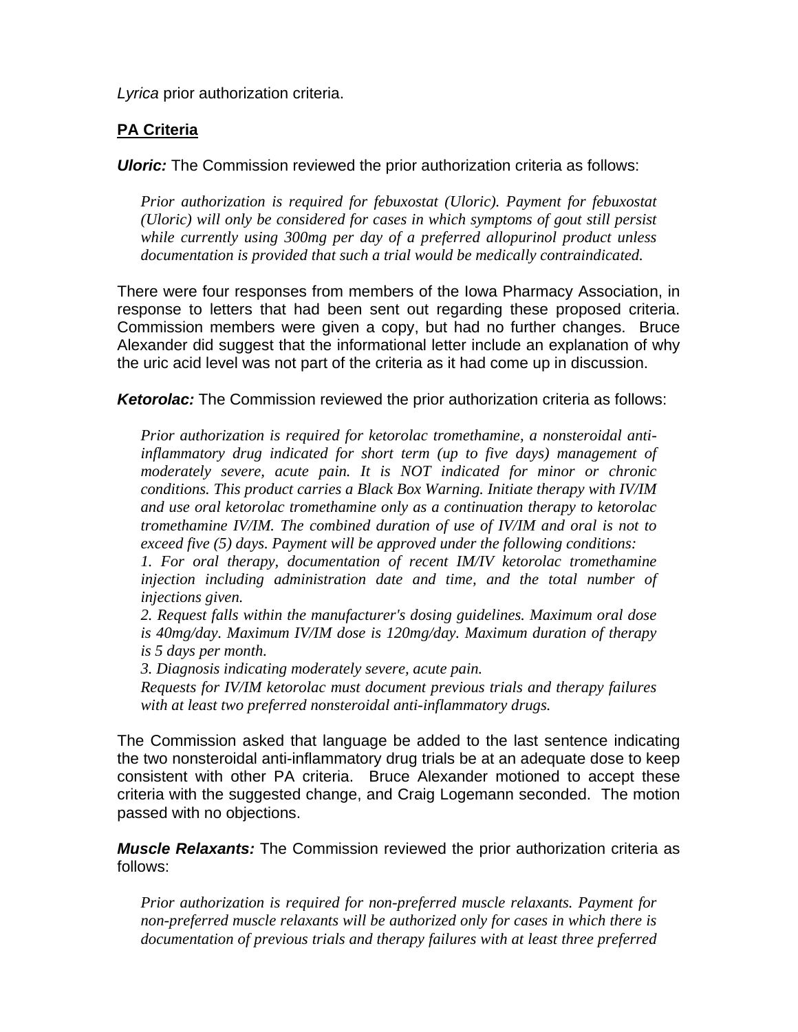*Lyrica* prior authorization criteria.

## PA Criteria

***Uloric:*** The Commission reviewed the prior authorization criteria as follows:

> *Prior authorization is required for febuxostat (Uloric). Payment for febuxostat (Uloric) will only be considered for cases in which symptoms of gout still persist while currently using 300mg per day of a preferred allopurinol product unless documentation is provided that such a trial would be medically contraindicated.*

There were four responses from members of the Iowa Pharmacy Association, in response to letters that had been sent out regarding these proposed criteria. Commission members were given a copy, but had no further changes. Bruce Alexander did suggest that the informational letter include an explanation of why the uric acid level was not part of the criteria as it had come up in discussion.

***Ketorolac:*** The Commission reviewed the prior authorization criteria as follows:

> *Prior authorization is required for ketorolac tromethamine, a nonsteroidal anti-inflammatory drug indicated for short term (up to five days) management of moderately severe, acute pain. It is NOT indicated for minor or chronic conditions. This product carries a Black Box Warning. Initiate therapy with IV/IM and use oral ketorolac tromethamine only as a continuation therapy to ketorolac tromethamine IV/IM. The combined duration of use of IV/IM and oral is not to exceed five (5) days. Payment will be approved under the following conditions:*
> *1. For oral therapy, documentation of recent IM/IV ketorolac tromethamine injection including administration date and time, and the total number of injections given.*
> *2. Request falls within the manufacturer's dosing guidelines. Maximum oral dose is 40mg/day. Maximum IV/IM dose is 120mg/day. Maximum duration of therapy is 5 days per month.*
> *3. Diagnosis indicating moderately severe, acute pain.*
> *Requests for IV/IM ketorolac must document previous trials and therapy failures with at least two preferred nonsteroidal anti-inflammatory drugs.*

The Commission asked that language be added to the last sentence indicating the two nonsteroidal anti-inflammatory drug trials be at an adequate dose to keep consistent with other PA criteria. Bruce Alexander motioned to accept these criteria with the suggested change, and Craig Logemann seconded. The motion passed with no objections.

***Muscle Relaxants:*** The Commission reviewed the prior authorization criteria as follows:

> *Prior authorization is required for non-preferred muscle relaxants. Payment for non-preferred muscle relaxants will be authorized only for cases in which there is documentation of previous trials and therapy failures with at least three preferred*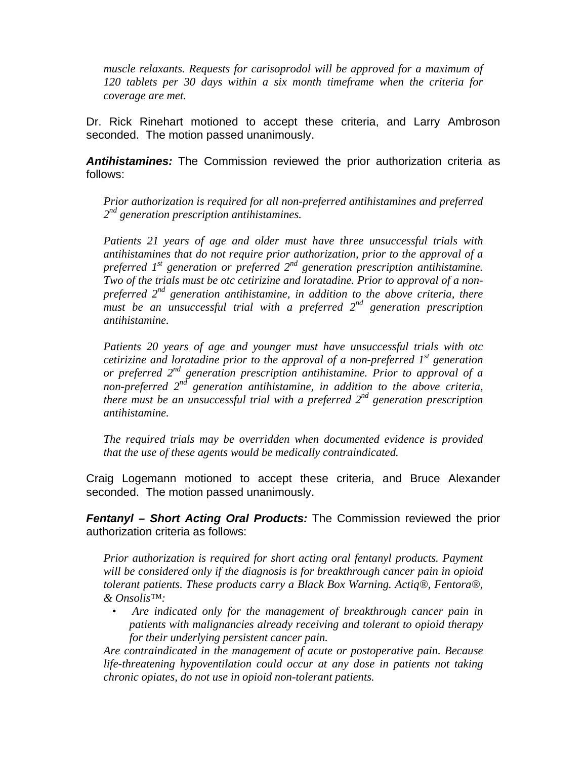*muscle relaxants. Requests for carisoprodol will be approved for a maximum of 120 tablets per 30 days within a six month timeframe when the criteria for coverage are met.*

Dr. Rick Rinehart motioned to accept these criteria, and Larry Ambroson seconded. The motion passed unanimously.

***Antihistamines:*** The Commission reviewed the prior authorization criteria as follows:

*Prior authorization is required for all non-preferred antihistamines and preferred 2nd generation prescription antihistamines.*

*Patients 21 years of age and older must have three unsuccessful trials with antihistamines that do not require prior authorization, prior to the approval of a preferred 1st generation or preferred 2nd generation prescription antihistamine. Two of the trials must be otc cetirizine and loratadine. Prior to approval of a non-preferred 2nd generation antihistamine, in addition to the above criteria, there must be an unsuccessful trial with a preferred 2nd generation prescription antihistamine.*

*Patients 20 years of age and younger must have unsuccessful trials with otc cetirizine and loratadine prior to the approval of a non-preferred 1st generation or preferred 2nd generation prescription antihistamine. Prior to approval of a non-preferred 2nd generation antihistamine, in addition to the above criteria, there must be an unsuccessful trial with a preferred 2nd generation prescription antihistamine.*

*The required trials may be overridden when documented evidence is provided that the use of these agents would be medically contraindicated.*

Craig Logemann motioned to accept these criteria, and Bruce Alexander seconded. The motion passed unanimously.

***Fentanyl – Short Acting Oral Products:*** The Commission reviewed the prior authorization criteria as follows:

*Prior authorization is required for short acting oral fentanyl products. Payment will be considered only if the diagnosis is for breakthrough cancer pain in opioid tolerant patients. These products carry a Black Box Warning. Actiq®, Fentora®, & Onsolis™:*

- *Are indicated only for the management of breakthrough cancer pain in patients with malignancies already receiving and tolerant to opioid therapy for their underlying persistent cancer pain.*

*Are contraindicated in the management of acute or postoperative pain. Because life-threatening hypoventilation could occur at any dose in patients not taking chronic opiates, do not use in opioid non-tolerant patients.*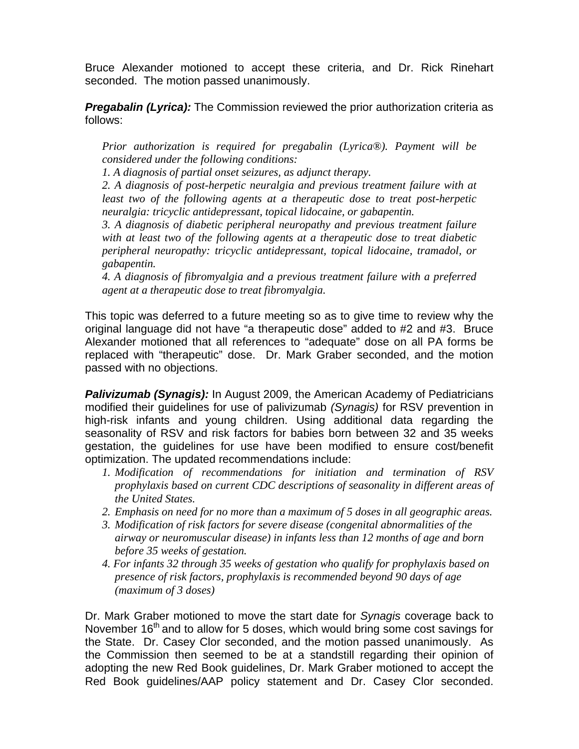Bruce Alexander motioned to accept these criteria, and Dr. Rick Rinehart seconded. The motion passed unanimously.

***Pregabalin (Lyrica):*** The Commission reviewed the prior authorization criteria as follows:

> *Prior authorization is required for pregabalin (Lyrica®). Payment will be considered under the following conditions:*
> *1. A diagnosis of partial onset seizures, as adjunct therapy.*
> *2. A diagnosis of post-herpetic neuralgia and previous treatment failure with at least two of the following agents at a therapeutic dose to treat post-herpetic neuralgia: tricyclic antidepressant, topical lidocaine, or gabapentin.*
> *3. A diagnosis of diabetic peripheral neuropathy and previous treatment failure with at least two of the following agents at a therapeutic dose to treat diabetic peripheral neuropathy: tricyclic antidepressant, topical lidocaine, tramadol, or gabapentin.*
> *4. A diagnosis of fibromyalgia and a previous treatment failure with a preferred agent at a therapeutic dose to treat fibromyalgia.*

This topic was deferred to a future meeting so as to give time to review why the original language did not have "a therapeutic dose" added to #2 and #3. Bruce Alexander motioned that all references to "adequate" dose on all PA forms be replaced with "therapeutic" dose. Dr. Mark Graber seconded, and the motion passed with no objections.

***Palivizumab (Synagis):*** In August 2009, the American Academy of Pediatricians modified their guidelines for use of palivizumab *(Synagis)* for RSV prevention in high-risk infants and young children. Using additional data regarding the seasonality of RSV and risk factors for babies born between 32 and 35 weeks gestation, the guidelines for use have been modified to ensure cost/benefit optimization. The updated recommendations include:

1. *Modification of recommendations for initiation and termination of RSV prophylaxis based on current CDC descriptions of seasonality in different areas of the United States.*
2. *Emphasis on need for no more than a maximum of 5 doses in all geographic areas.*
3. *Modification of risk factors for severe disease (congenital abnormalities of the airway or neuromuscular disease) in infants less than 12 months of age and born before 35 weeks of gestation.*
4. *For infants 32 through 35 weeks of gestation who qualify for prophylaxis based on presence of risk factors, prophylaxis is recommended beyond 90 days of age (maximum of 3 doses)*

Dr. Mark Graber motioned to move the start date for *Synagis* coverage back to November 16th and to allow for 5 doses, which would bring some cost savings for the State. Dr. Casey Clor seconded, and the motion passed unanimously. As the Commission then seemed to be at a standstill regarding their opinion of adopting the new Red Book guidelines, Dr. Mark Graber motioned to accept the Red Book guidelines/AAP policy statement and Dr. Casey Clor seconded.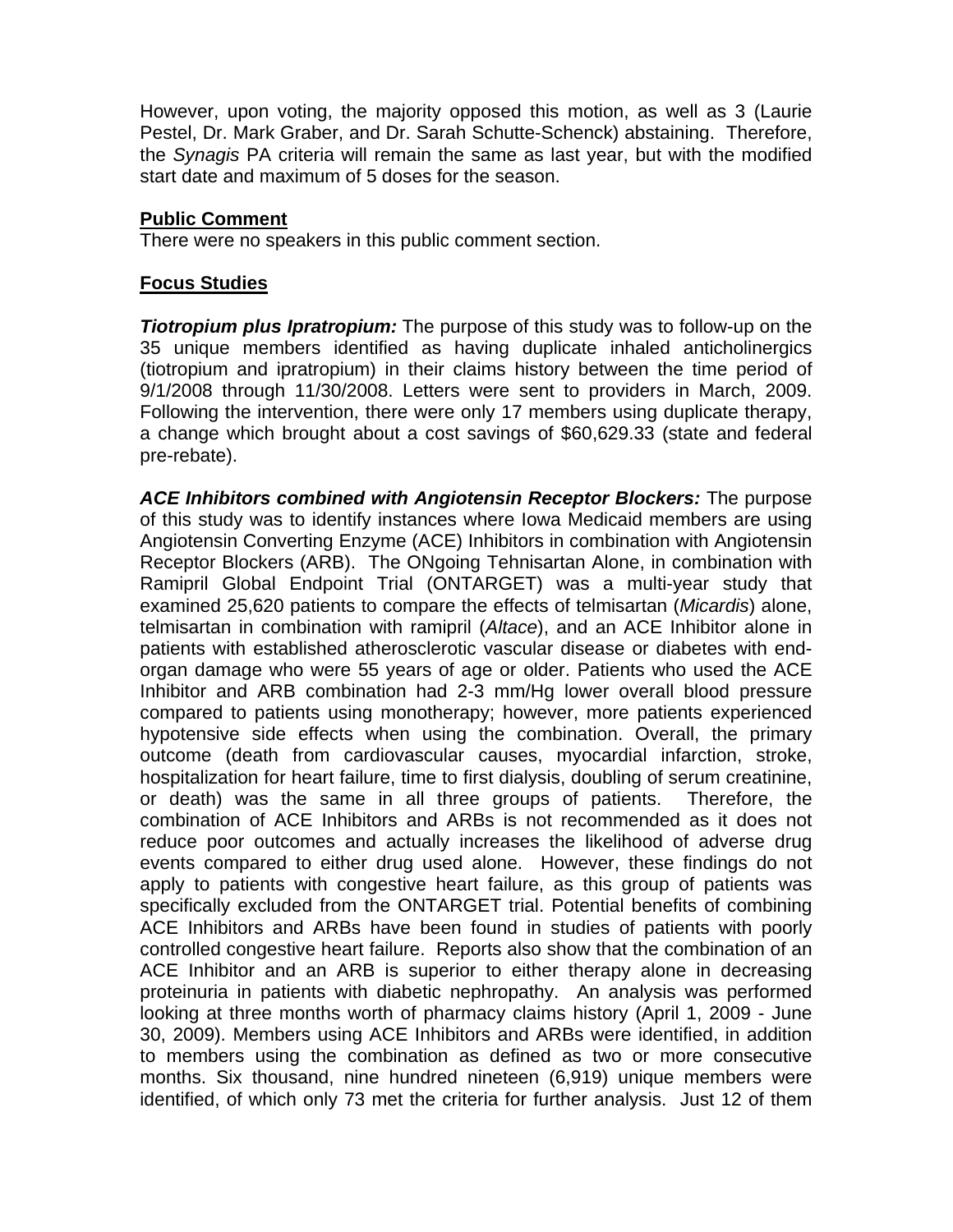However, upon voting, the majority opposed this motion, as well as 3 (Laurie Pestel, Dr. Mark Graber, and Dr. Sarah Schutte-Schenck) abstaining. Therefore, the *Synagis* PA criteria will remain the same as last year, but with the modified start date and maximum of 5 doses for the season.

**Public Comment**

There were no speakers in this public comment section.

**Focus Studies**

***Tiotropium plus Ipratropium:*** The purpose of this study was to follow-up on the 35 unique members identified as having duplicate inhaled anticholinergics (tiotropium and ipratropium) in their claims history between the time period of 9/1/2008 through 11/30/2008. Letters were sent to providers in March, 2009. Following the intervention, there were only 17 members using duplicate therapy, a change which brought about a cost savings of $60,629.33 (state and federal pre-rebate).

***ACE Inhibitors combined with Angiotensin Receptor Blockers:*** The purpose of this study was to identify instances where Iowa Medicaid members are using Angiotensin Converting Enzyme (ACE) Inhibitors in combination with Angiotensin Receptor Blockers (ARB). The ONgoing Tehnisartan Alone, in combination with Ramipril Global Endpoint Trial (ONTARGET) was a multi-year study that examined 25,620 patients to compare the effects of telmisartan (*Micardis*) alone, telmisartan in combination with ramipril (*Altace*), and an ACE Inhibitor alone in patients with established atherosclerotic vascular disease or diabetes with end-organ damage who were 55 years of age or older. Patients who used the ACE Inhibitor and ARB combination had 2-3 mm/Hg lower overall blood pressure compared to patients using monotherapy; however, more patients experienced hypotensive side effects when using the combination. Overall, the primary outcome (death from cardiovascular causes, myocardial infarction, stroke, hospitalization for heart failure, time to first dialysis, doubling of serum creatinine, or death) was the same in all three groups of patients. Therefore, the combination of ACE Inhibitors and ARBs is not recommended as it does not reduce poor outcomes and actually increases the likelihood of adverse drug events compared to either drug used alone. However, these findings do not apply to patients with congestive heart failure, as this group of patients was specifically excluded from the ONTARGET trial. Potential benefits of combining ACE Inhibitors and ARBs have been found in studies of patients with poorly controlled congestive heart failure. Reports also show that the combination of an ACE Inhibitor and an ARB is superior to either therapy alone in decreasing proteinuria in patients with diabetic nephropathy. An analysis was performed looking at three months worth of pharmacy claims history (April 1, 2009 - June 30, 2009). Members using ACE Inhibitors and ARBs were identified, in addition to members using the combination as defined as two or more consecutive months. Six thousand, nine hundred nineteen (6,919) unique members were identified, of which only 73 met the criteria for further analysis. Just 12 of them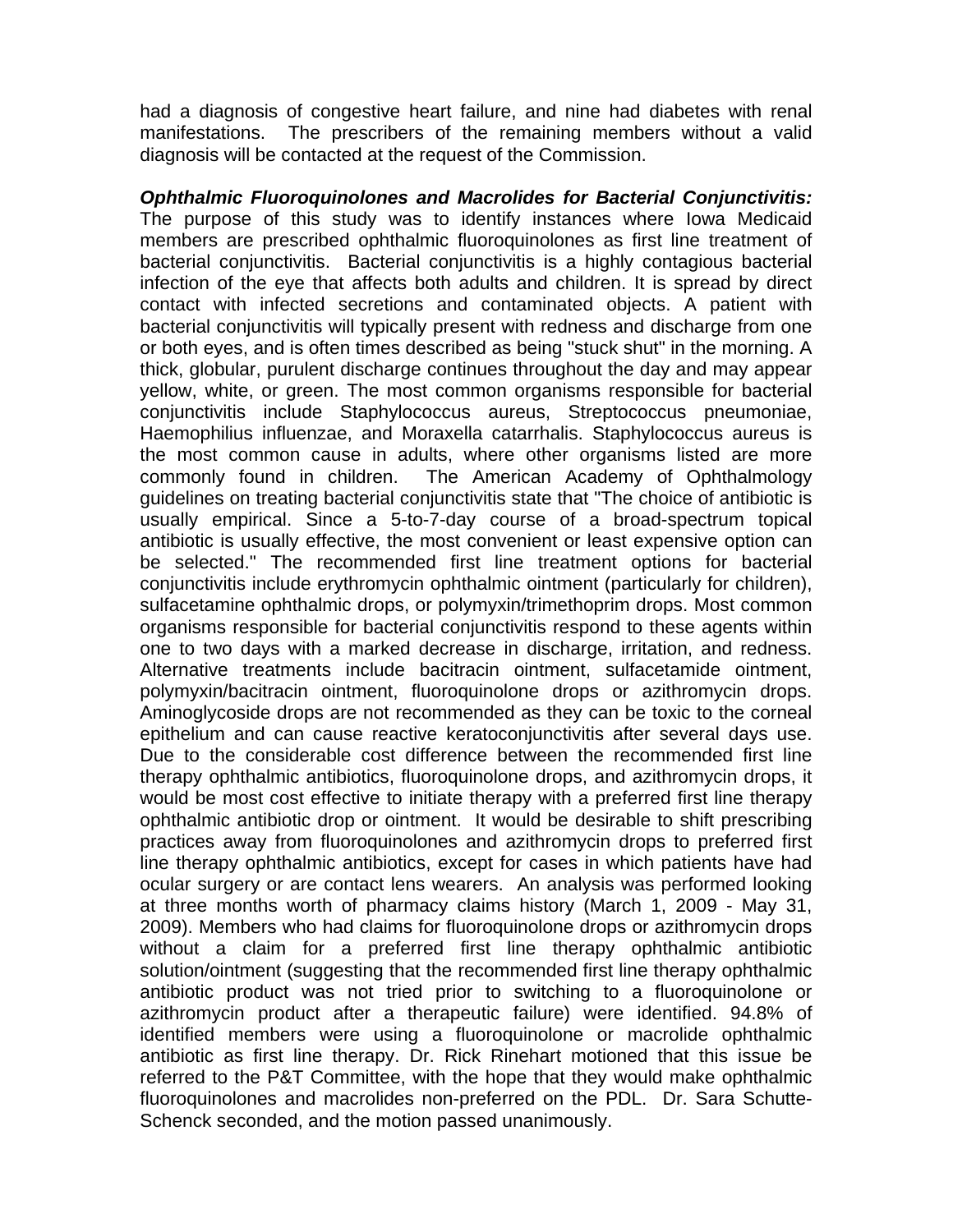had a diagnosis of congestive heart failure, and nine had diabetes with renal manifestations. The prescribers of the remaining members without a valid diagnosis will be contacted at the request of the Commission.

***Ophthalmic Fluoroquinolones and Macrolides for Bacterial Conjunctivitis:*** The purpose of this study was to identify instances where Iowa Medicaid members are prescribed ophthalmic fluoroquinolones as first line treatment of bacterial conjunctivitis. Bacterial conjunctivitis is a highly contagious bacterial infection of the eye that affects both adults and children. It is spread by direct contact with infected secretions and contaminated objects. A patient with bacterial conjunctivitis will typically present with redness and discharge from one or both eyes, and is often times described as being "stuck shut" in the morning. A thick, globular, purulent discharge continues throughout the day and may appear yellow, white, or green. The most common organisms responsible for bacterial conjunctivitis include Staphylococcus aureus, Streptococcus pneumoniae, Haemophilius influenzae, and Moraxella catarrhalis. Staphylococcus aureus is the most common cause in adults, where other organisms listed are more commonly found in children. The American Academy of Ophthalmology guidelines on treating bacterial conjunctivitis state that "The choice of antibiotic is usually empirical. Since a 5-to-7-day course of a broad-spectrum topical antibiotic is usually effective, the most convenient or least expensive option can be selected." The recommended first line treatment options for bacterial conjunctivitis include erythromycin ophthalmic ointment (particularly for children), sulfacetamine ophthalmic drops, or polymyxin/trimethoprim drops. Most common organisms responsible for bacterial conjunctivitis respond to these agents within one to two days with a marked decrease in discharge, irritation, and redness. Alternative treatments include bacitracin ointment, sulfacetamide ointment, polymyxin/bacitracin ointment, fluoroquinolone drops or azithromycin drops. Aminoglycoside drops are not recommended as they can be toxic to the corneal epithelium and can cause reactive keratoconjunctivitis after several days use. Due to the considerable cost difference between the recommended first line therapy ophthalmic antibiotics, fluoroquinolone drops, and azithromycin drops, it would be most cost effective to initiate therapy with a preferred first line therapy ophthalmic antibiotic drop or ointment. It would be desirable to shift prescribing practices away from fluoroquinolones and azithromycin drops to preferred first line therapy ophthalmic antibiotics, except for cases in which patients have had ocular surgery or are contact lens wearers. An analysis was performed looking at three months worth of pharmacy claims history (March 1, 2009 - May 31, 2009). Members who had claims for fluoroquinolone drops or azithromycin drops without a claim for a preferred first line therapy ophthalmic antibiotic solution/ointment (suggesting that the recommended first line therapy ophthalmic antibiotic product was not tried prior to switching to a fluoroquinolone or azithromycin product after a therapeutic failure) were identified. 94.8% of identified members were using a fluoroquinolone or macrolide ophthalmic antibiotic as first line therapy. Dr. Rick Rinehart motioned that this issue be referred to the P&T Committee, with the hope that they would make ophthalmic fluoroquinolones and macrolides non-preferred on the PDL. Dr. Sara Schutte-Schenck seconded, and the motion passed unanimously.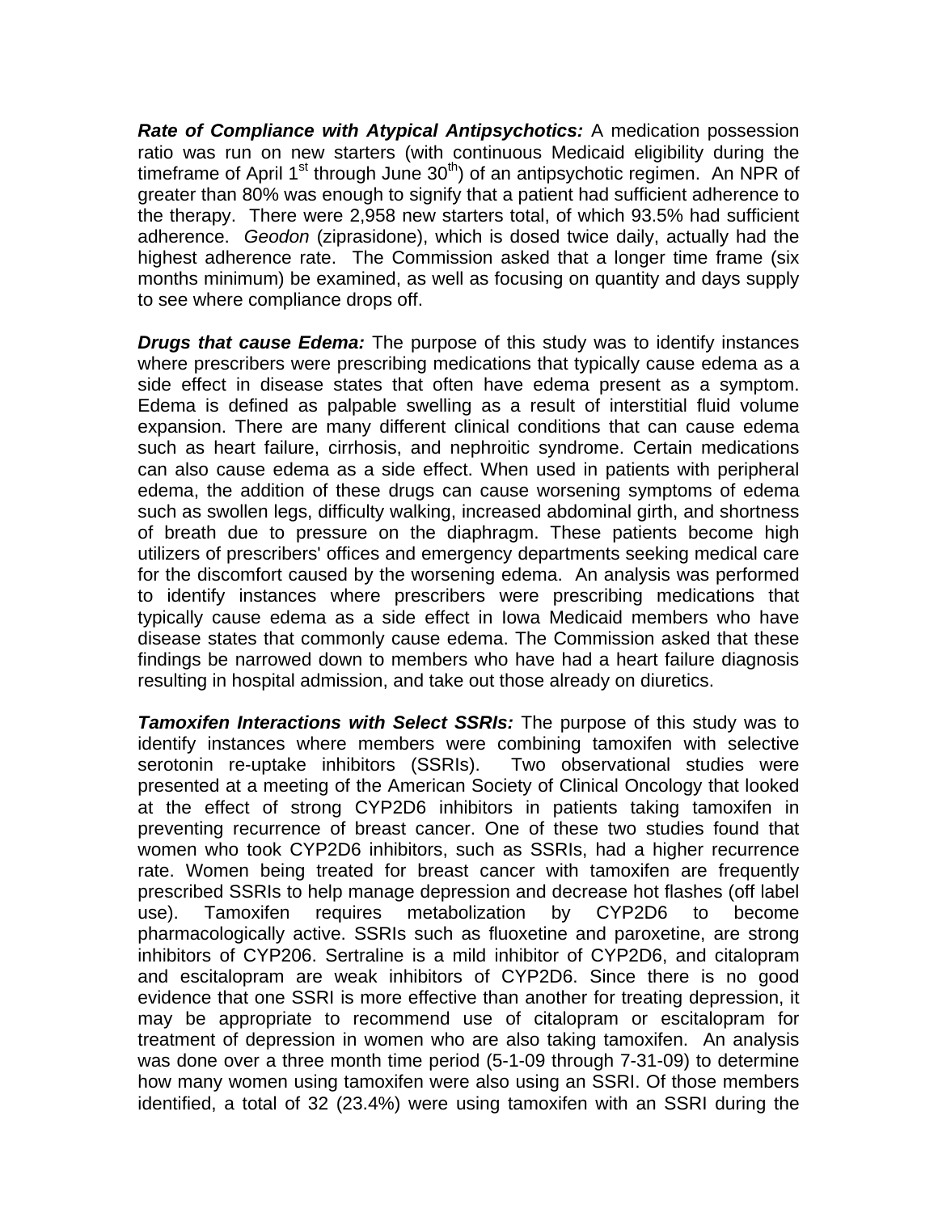***Rate of Compliance with Atypical Antipsychotics:*** A medication possession ratio was run on new starters (with continuous Medicaid eligibility during the timeframe of April 1st through June 30th) of an antipsychotic regimen. An NPR of greater than 80% was enough to signify that a patient had sufficient adherence to the therapy. There were 2,958 new starters total, of which 93.5% had sufficient adherence. *Geodon* (ziprasidone), which is dosed twice daily, actually had the highest adherence rate. The Commission asked that a longer time frame (six months minimum) be examined, as well as focusing on quantity and days supply to see where compliance drops off.

***Drugs that cause Edema:*** The purpose of this study was to identify instances where prescribers were prescribing medications that typically cause edema as a side effect in disease states that often have edema present as a symptom. Edema is defined as palpable swelling as a result of interstitial fluid volume expansion. There are many different clinical conditions that can cause edema such as heart failure, cirrhosis, and nephroitic syndrome. Certain medications can also cause edema as a side effect. When used in patients with peripheral edema, the addition of these drugs can cause worsening symptoms of edema such as swollen legs, difficulty walking, increased abdominal girth, and shortness of breath due to pressure on the diaphragm. These patients become high utilizers of prescribers' offices and emergency departments seeking medical care for the discomfort caused by the worsening edema. An analysis was performed to identify instances where prescribers were prescribing medications that typically cause edema as a side effect in Iowa Medicaid members who have disease states that commonly cause edema. The Commission asked that these findings be narrowed down to members who have had a heart failure diagnosis resulting in hospital admission, and take out those already on diuretics.

***Tamoxifen Interactions with Select SSRIs:*** The purpose of this study was to identify instances where members were combining tamoxifen with selective serotonin re-uptake inhibitors (SSRIs). Two observational studies were presented at a meeting of the American Society of Clinical Oncology that looked at the effect of strong CYP2D6 inhibitors in patients taking tamoxifen in preventing recurrence of breast cancer. One of these two studies found that women who took CYP2D6 inhibitors, such as SSRIs, had a higher recurrence rate. Women being treated for breast cancer with tamoxifen are frequently prescribed SSRIs to help manage depression and decrease hot flashes (off label use). Tamoxifen requires metabolization by CYP2D6 to become pharmacologically active. SSRIs such as fluoxetine and paroxetine, are strong inhibitors of CYP206. Sertraline is a mild inhibitor of CYP2D6, and citalopram and escitalopram are weak inhibitors of CYP2D6. Since there is no good evidence that one SSRI is more effective than another for treating depression, it may be appropriate to recommend use of citalopram or escitalopram for treatment of depression in women who are also taking tamoxifen. An analysis was done over a three month time period (5-1-09 through 7-31-09) to determine how many women using tamoxifen were also using an SSRI. Of those members identified, a total of 32 (23.4%) were using tamoxifen with an SSRI during the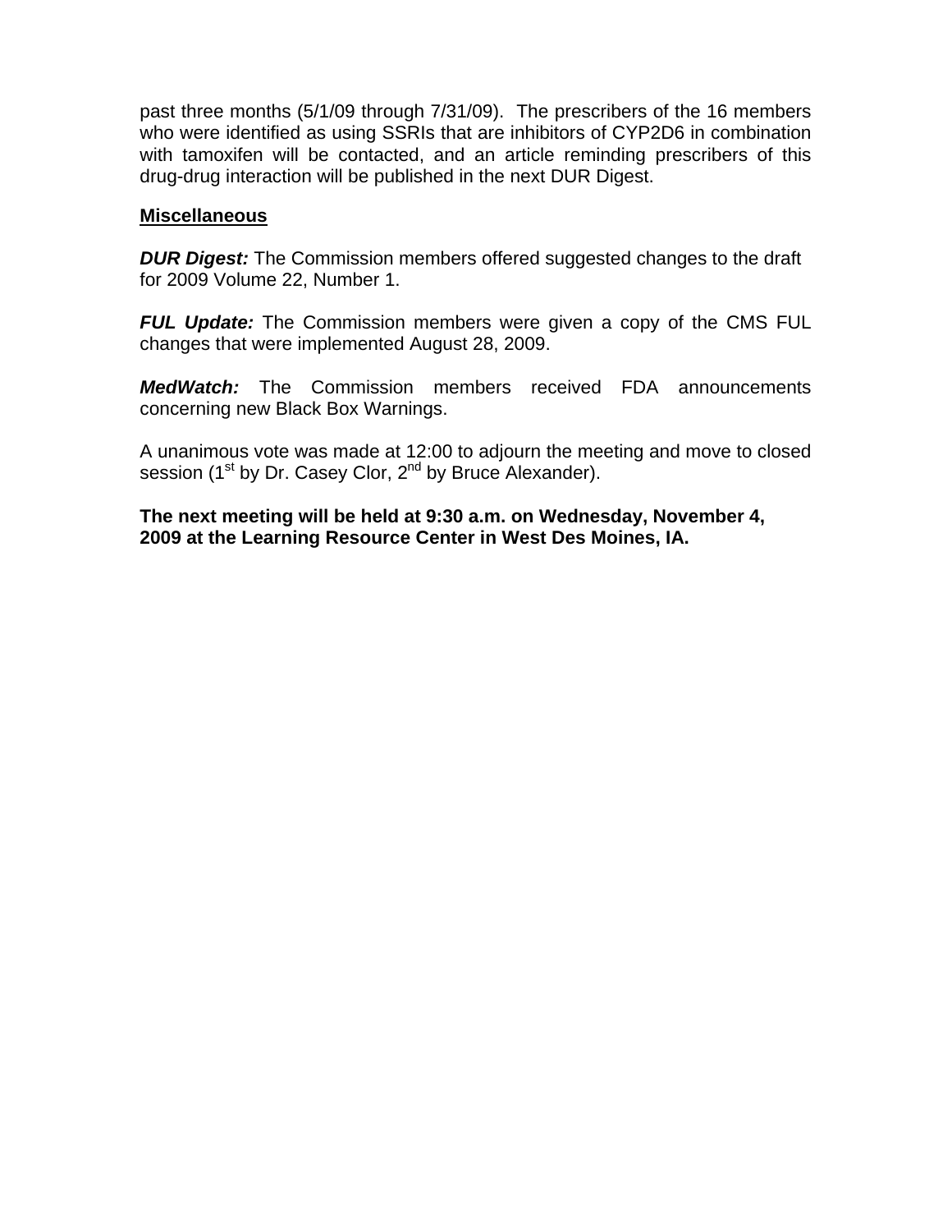past three months (5/1/09 through 7/31/09). The prescribers of the 16 members who were identified as using SSRIs that are inhibitors of CYP2D6 in combination with tamoxifen will be contacted, and an article reminding prescribers of this drug-drug interaction will be published in the next DUR Digest.

**Miscellaneous**

***DUR Digest:*** The Commission members offered suggested changes to the draft for 2009 Volume 22, Number 1.

***FUL Update:*** The Commission members were given a copy of the CMS FUL changes that were implemented August 28, 2009.

***MedWatch:*** The Commission members received FDA announcements concerning new Black Box Warnings.

A unanimous vote was made at 12:00 to adjourn the meeting and move to closed session (1st by Dr. Casey Clor, 2nd by Bruce Alexander).

**The next meeting will be held at 9:30 a.m. on Wednesday, November 4, 2009 at the Learning Resource Center in West Des Moines, IA.**